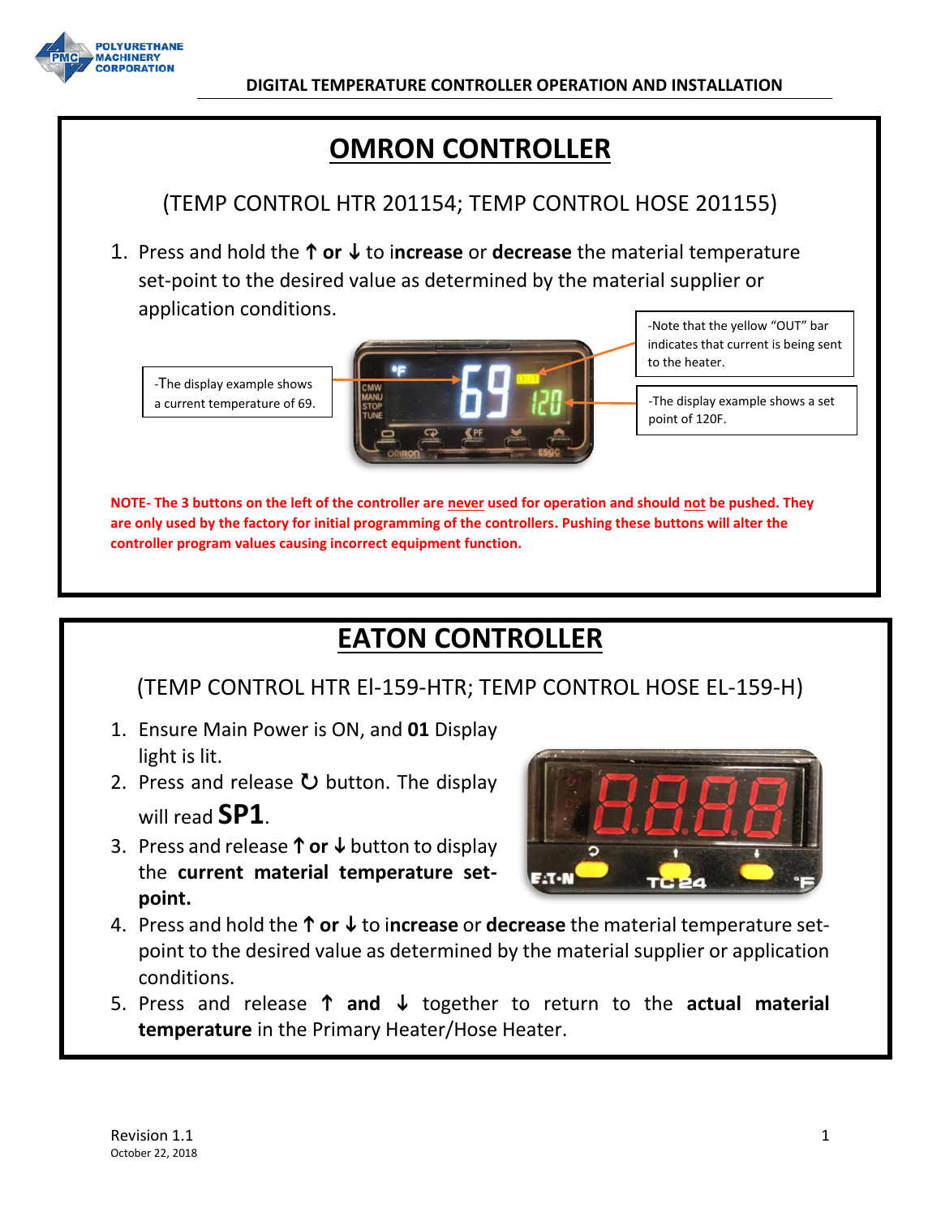# DIGITAL TEMPERATURE CONTROLLER OPERATION AND INSTALLATION

## OMRON CONTROLLER

(TEMP CONTROL HTR 201154; TEMP CONTROL HOSE 201155)

1. Press and hold the **↑ or ↓** to i**ncrease** or **decrease** the material temperature set-point to the desired value as determined by the material supplier or application conditions.

-The display example shows a current temperature of 69.

-Note that the yellow "OUT" bar indicates that current is being sent to the heater.

-The display example shows a set point of 120F.

**NOTE- The 3 buttons on the left of the controller are <u>never</u> used for operation and should <u>not</u> be pushed. They are only used by the factory for initial programming of the controllers. Pushing these buttons will alter the controller program values causing incorrect equipment function.**

## EATON CONTROLLER

(TEMP CONTROL HTR El-159-HTR; TEMP CONTROL HOSE EL-159-H)

1. Ensure Main Power is ON, and **01** Display light is lit.
2. Press and release ↻ button. The display will read **SP1**.
3. Press and release **↑ or ↓** button to display the **current material temperature set-point.**
4. Press and hold the **↑ or ↓** to i**ncrease** or **decrease** the material temperature set-point to the desired value as determined by the material supplier or application conditions.
5. Press and release **↑ and ↓** together to return to the **actual material temperature** in the Primary Heater/Hose Heater.

Revision 1.1
October 22, 2018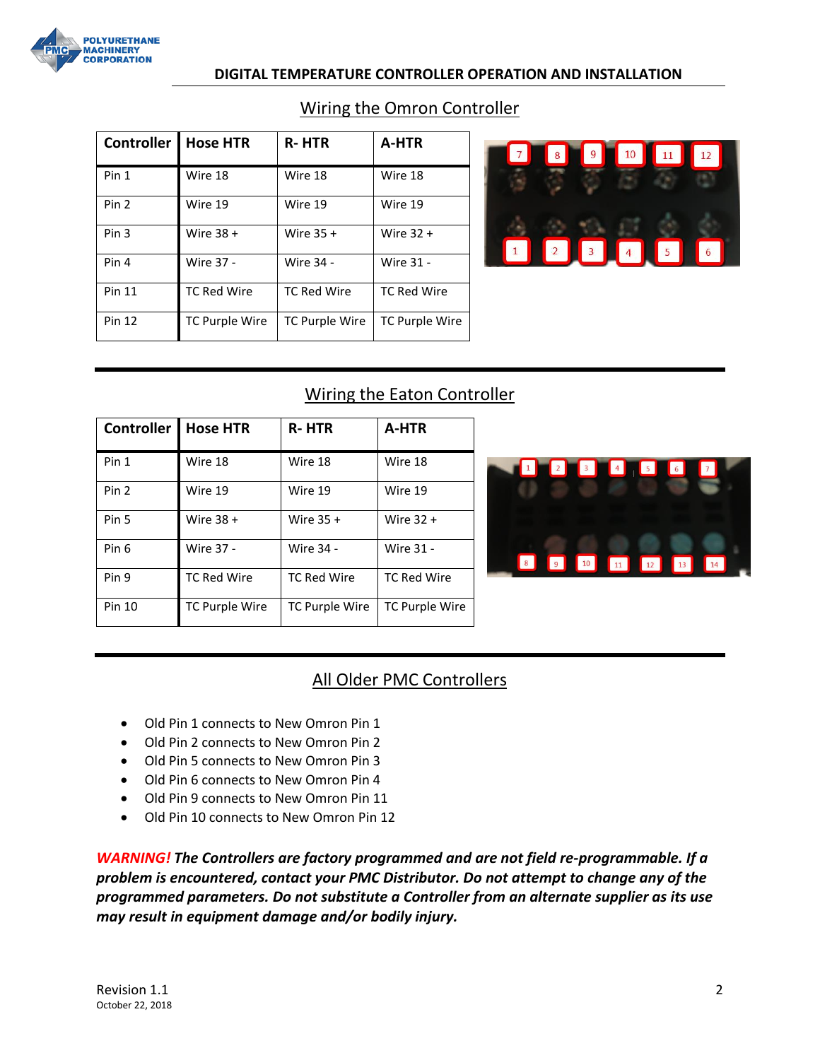## Wiring the Omron Controller

| Controller | Hose HTR | R- HTR | A-HTR |
|---|---|---|---|
| Pin 1 | Wire 18 | Wire 18 | Wire 18 |
| Pin 2 | Wire 19 | Wire 19 | Wire 19 |
| Pin 3 | Wire 38 + | Wire 35 + | Wire 32 + |
| Pin 4 | Wire 37 - | Wire 34 - | Wire 31 - |
| Pin 11 | TC Red Wire | TC Red Wire | TC Red Wire |
| Pin 12 | TC Purple Wire | TC Purple Wire | TC Purple Wire |

7 8 9 10 11 12

1 2 3 4 5 6

## Wiring the Eaton Controller

| Controller | Hose HTR | R- HTR | A-HTR |
|---|---|---|---|
| Pin 1 | Wire 18 | Wire 18 | Wire 18 |
| Pin 2 | Wire 19 | Wire 19 | Wire 19 |
| Pin 5 | Wire 38 + | Wire 35 + | Wire 32 + |
| Pin 6 | Wire 37 - | Wire 34 - | Wire 31 - |
| Pin 9 | TC Red Wire | TC Red Wire | TC Red Wire |
| Pin 10 | TC Purple Wire | TC Purple Wire | TC Purple Wire |

1 2 3 4 5 6 7

8 9 10 11 12 13 14

## All Older PMC Controllers

- Old Pin 1 connects to New Omron Pin 1
- Old Pin 2 connects to New Omron Pin 2
- Old Pin 5 connects to New Omron Pin 3
- Old Pin 6 connects to New Omron Pin 4
- Old Pin 9 connects to New Omron Pin 11
- Old Pin 10 connects to New Omron Pin 12

***WARNING! The Controllers are factory programmed and are not field re-programmable. If a problem is encountered, contact your PMC Distributor. Do not attempt to change any of the programmed parameters. Do not substitute a Controller from an alternate supplier as its use may result in equipment damage and/or bodily injury.***

Revision 1.1
October 22, 2018